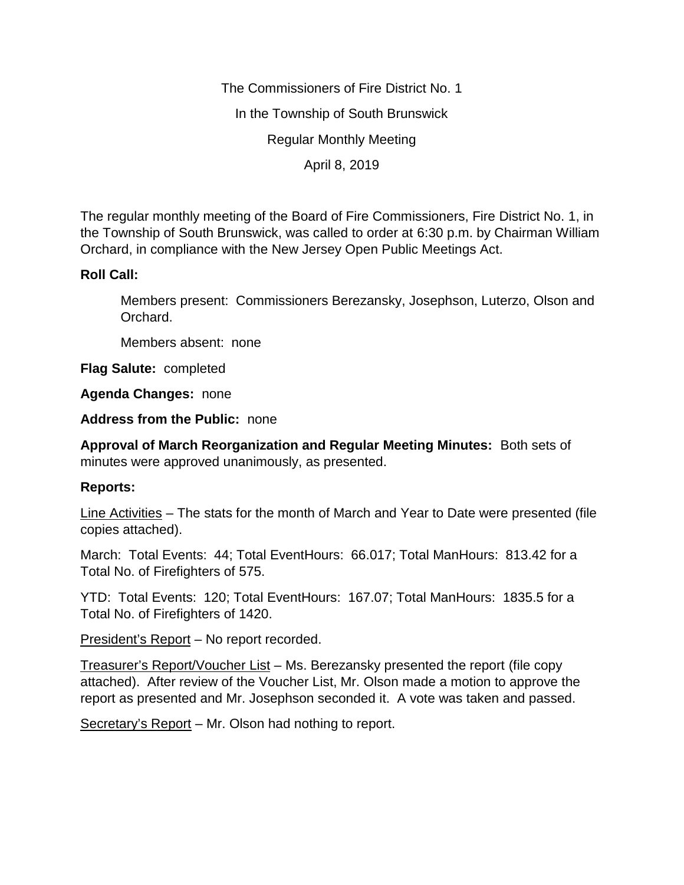The Commissioners of Fire District No. 1

In the Township of South Brunswick

Regular Monthly Meeting

April 8, 2019

The regular monthly meeting of the Board of Fire Commissioners, Fire District No. 1, in the Township of South Brunswick, was called to order at 6:30 p.m. by Chairman William Orchard, in compliance with the New Jersey Open Public Meetings Act.

**Roll Call:**

Members present: Commissioners Berezansky, Josephson, Luterzo, Olson and Orchard.

Members absent: none

**Flag Salute:** completed

**Agenda Changes:** none

**Address from the Public:** none

**Approval of March Reorganization and Regular Meeting Minutes:** Both sets of minutes were approved unanimously, as presented.

**Reports:**

Line Activities – The stats for the month of March and Year to Date were presented (file copies attached).

March: Total Events: 44; Total EventHours: 66.017; Total ManHours: 813.42 for a Total No. of Firefighters of 575.

YTD: Total Events: 120; Total EventHours: 167.07; Total ManHours: 1835.5 for a Total No. of Firefighters of 1420.

President's Report – No report recorded.

Treasurer's Report/Voucher List – Ms. Berezansky presented the report (file copy attached). After review of the Voucher List, Mr. Olson made a motion to approve the report as presented and Mr. Josephson seconded it. A vote was taken and passed.

Secretary's Report – Mr. Olson had nothing to report.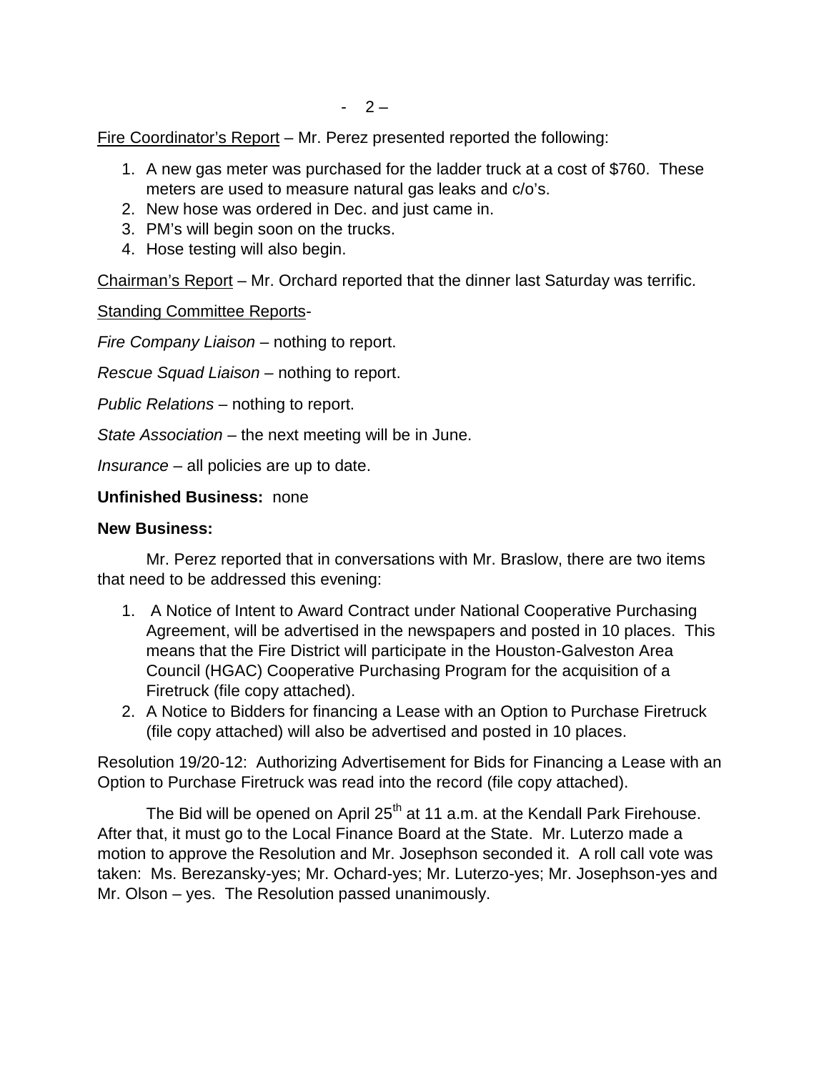<u>Fire Coordinator's Report</u> – Mr. Perez presented reported the following:

1. A new gas meter was purchased for the ladder truck at a cost of $760. These meters are used to measure natural gas leaks and c/o's.
2. New hose was ordered in Dec. and just came in.
3. PM's will begin soon on the trucks.
4. Hose testing will also begin.

<u>Chairman's Report</u> – Mr. Orchard reported that the dinner last Saturday was terrific.

<u>Standing Committee Reports</u>-

*Fire Company Liaison* – nothing to report.

*Rescue Squad Liaison* – nothing to report.

*Public Relations* – nothing to report.

*State Association* – the next meeting will be in June.

*Insurance* – all policies are up to date.

**Unfinished Business:** none

**New Business:**

Mr. Perez reported that in conversations with Mr. Braslow, there are two items that need to be addressed this evening:

1. A Notice of Intent to Award Contract under National Cooperative Purchasing Agreement, will be advertised in the newspapers and posted in 10 places. This means that the Fire District will participate in the Houston-Galveston Area Council (HGAC) Cooperative Purchasing Program for the acquisition of a Firetruck (file copy attached).
2. A Notice to Bidders for financing a Lease with an Option to Purchase Firetruck (file copy attached) will also be advertised and posted in 10 places.

Resolution 19/20-12: Authorizing Advertisement for Bids for Financing a Lease with an Option to Purchase Firetruck was read into the record (file copy attached).

The Bid will be opened on April 25th at 11 a.m. at the Kendall Park Firehouse. After that, it must go to the Local Finance Board at the State. Mr. Luterzo made a motion to approve the Resolution and Mr. Josephson seconded it. A roll call vote was taken: Ms. Berezansky-yes; Mr. Ochard-yes; Mr. Luterzo-yes; Mr. Josephson-yes and Mr. Olson – yes. The Resolution passed unanimously.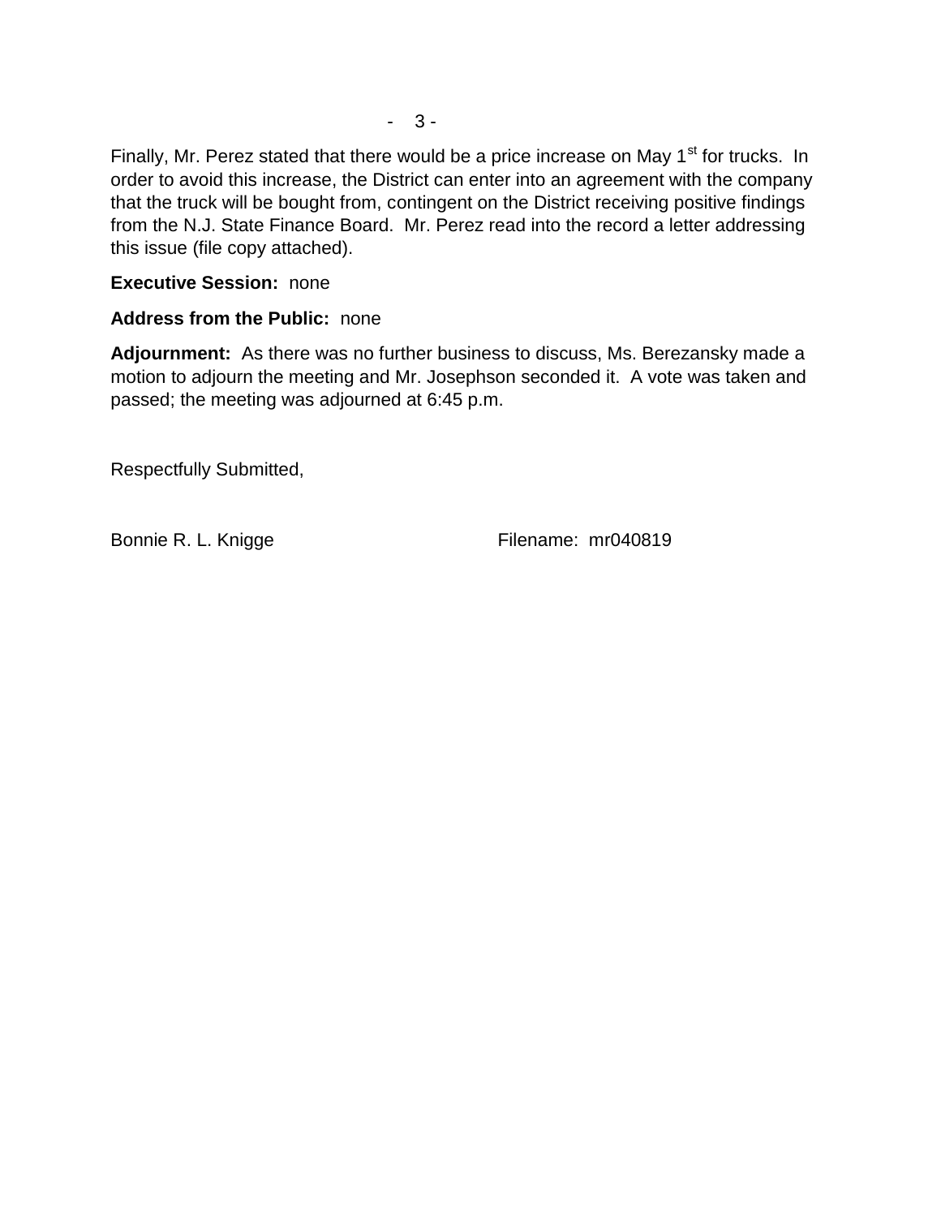Finally, Mr. Perez stated that there would be a price increase on May 1st for trucks. In order to avoid this increase, the District can enter into an agreement with the company that the truck will be bought from, contingent on the District receiving positive findings from the N.J. State Finance Board. Mr. Perez read into the record a letter addressing this issue (file copy attached).

**Executive Session:** none

**Address from the Public:** none

**Adjournment:** As there was no further business to discuss, Ms. Berezansky made a motion to adjourn the meeting and Mr. Josephson seconded it. A vote was taken and passed; the meeting was adjourned at 6:45 p.m.

Respectfully Submitted,

Bonnie R. L. Knigge

Filename: mr040819